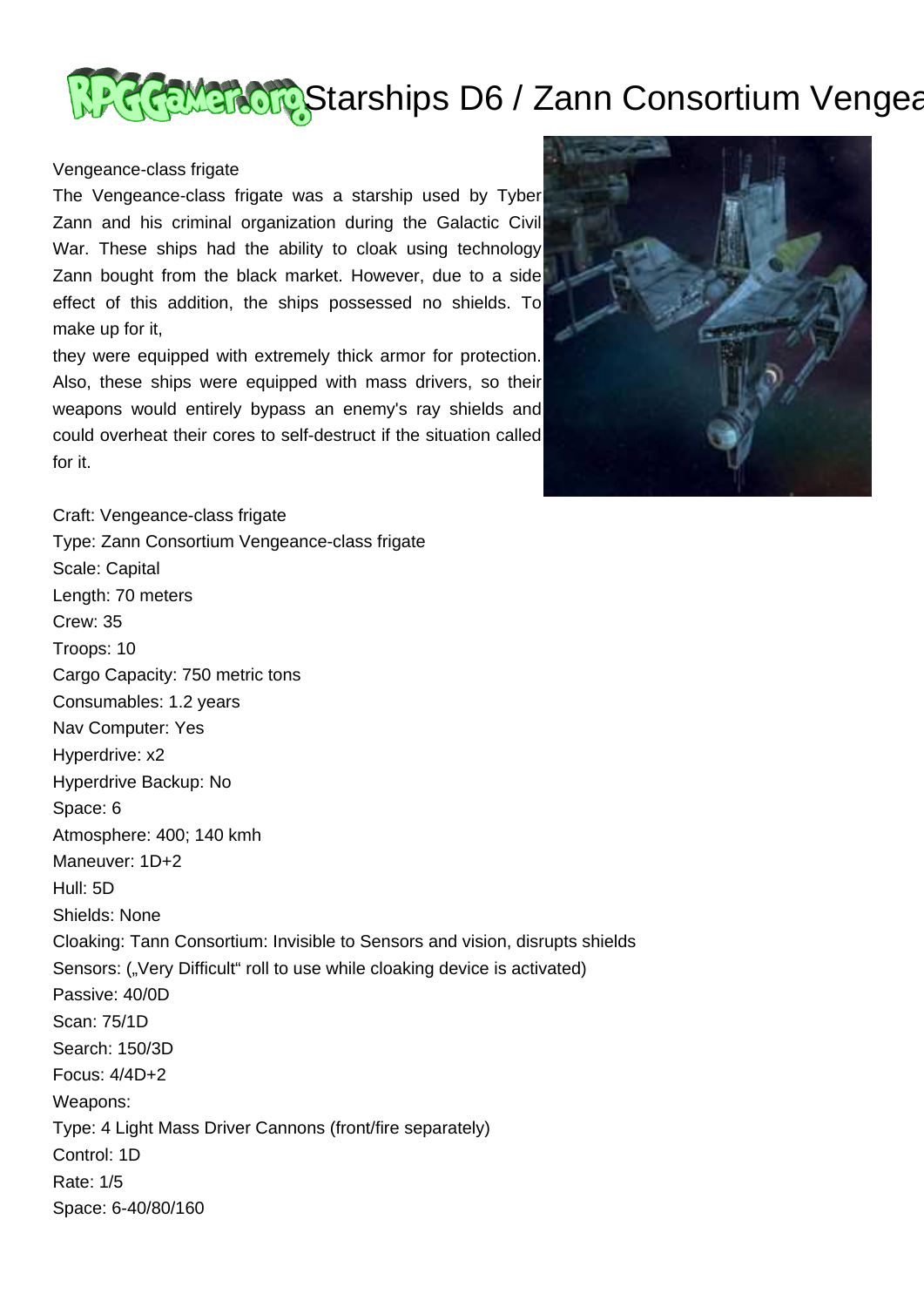# Starships D6 / Zann Consortium Vengea

Vengeance-class frigate

The Vengeance-class frigate was a starship used by Tyber Zann and his criminal organization during the Galactic Civil War. These ships had the ability to cloak using technology Zann bought from the black market. However, due to a side effect of this addition, the ships possessed no shields. To make up for it,

they were equipped with extremely thick armor for protection. Also, these ships were equipped with mass drivers, so their weapons would entirely bypass an enemy's ray shields and could overheat their cores to self-destruct if the situation called for it.

Craft: Vengeance-class frigate
Type: Zann Consortium Vengeance-class frigate
Scale: Capital
Length: 70 meters
Crew: 35
Troops: 10
Cargo Capacity: 750 metric tons
Consumables: 1.2 years
Nav Computer: Yes
Hyperdrive: x2
Hyperdrive Backup: No
Space: 6
Atmosphere: 400; 140 kmh
Maneuver: 1D+2
Hull: 5D
Shields: None
Cloaking: Tann Consortium: Invisible to Sensors and vision, disrupts shields
Sensors: („Very Difficult" roll to use while cloaking device is activated)
Passive: 40/0D
Scan: 75/1D
Search: 150/3D
Focus: 4/4D+2
Weapons:
Type: 4 Light Mass Driver Cannons (front/fire separately)
Control: 1D
Rate: 1/5
Space: 6-40/80/160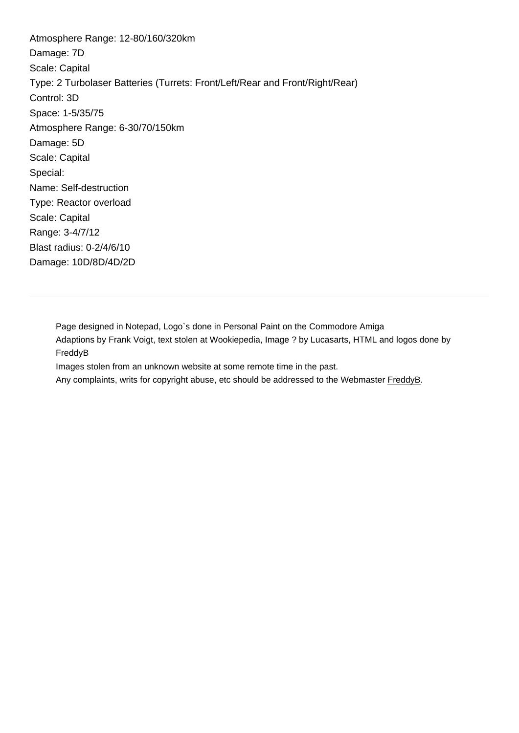Atmosphere Range: 12-80/160/320km
Damage: 7D
Scale: Capital
Type: 2 Turbolaser Batteries (Turrets: Front/Left/Rear and Front/Right/Rear)
Control: 3D
Space: 1-5/35/75
Atmosphere Range: 6-30/70/150km
Damage: 5D
Scale: Capital
Special:
Name: Self-destruction
Type: Reactor overload
Scale: Capital
Range: 3-4/7/12
Blast radius: 0-2/4/6/10
Damage: 10D/8D/4D/2D

---

Page designed in Notepad, Logo`s done in Personal Paint on the Commodore Amiga
Adaptions by Frank Voigt, text stolen at Wookiepedia, Image ? by Lucasarts, HTML and logos done by FreddyB
Images stolen from an unknown website at some remote time in the past.
Any complaints, writs for copyright abuse, etc should be addressed to the Webmaster FreddyB.